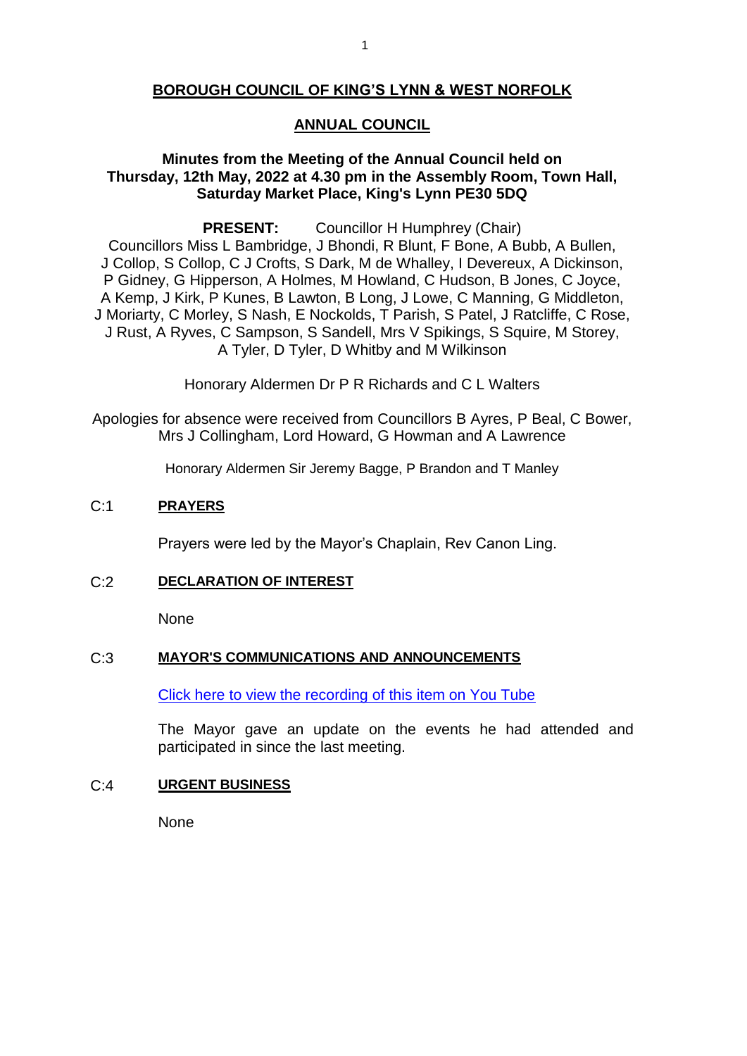# BOROUGH COUNCIL OF KING'S LYNN & WEST NORFOLK

## ANNUAL COUNCIL

**Minutes from the Meeting of the Annual Council held on Thursday, 12th May, 2022 at 4.30 pm in the Assembly Room, Town Hall, Saturday Market Place, King's Lynn PE30 5DQ**

**PRESENT:** Councillor H Humphrey (Chair)
Councillors Miss L Bambridge, J Bhondi, R Blunt, F Bone, A Bubb, A Bullen, J Collop, S Collop, C J Crofts, S Dark, M de Whalley, I Devereux, A Dickinson, P Gidney, G Hipperson, A Holmes, M Howland, C Hudson, B Jones, C Joyce, A Kemp, J Kirk, P Kunes, B Lawton, B Long, J Lowe, C Manning, G Middleton, J Moriarty, C Morley, S Nash, E Nockolds, T Parish, S Patel, J Ratcliffe, C Rose, J Rust, A Ryves, C Sampson, S Sandell, Mrs V Spikings, S Squire, M Storey, A Tyler, D Tyler, D Whitby and M Wilkinson

Honorary Aldermen Dr P R Richards and C L Walters

Apologies for absence were received from Councillors B Ayres, P Beal, C Bower, Mrs J Collingham, Lord Howard, G Howman and A Lawrence

Honorary Aldermen Sir Jeremy Bagge, P Brandon and T Manley

### C:1 PRAYERS

Prayers were led by the Mayor's Chaplain, Rev Canon Ling.

### C:2 DECLARATION OF INTEREST

None

### C:3 MAYOR'S COMMUNICATIONS AND ANNOUNCEMENTS

Click here to view the recording of this item on You Tube

The Mayor gave an update on the events he had attended and participated in since the last meeting.

### C:4 URGENT BUSINESS

None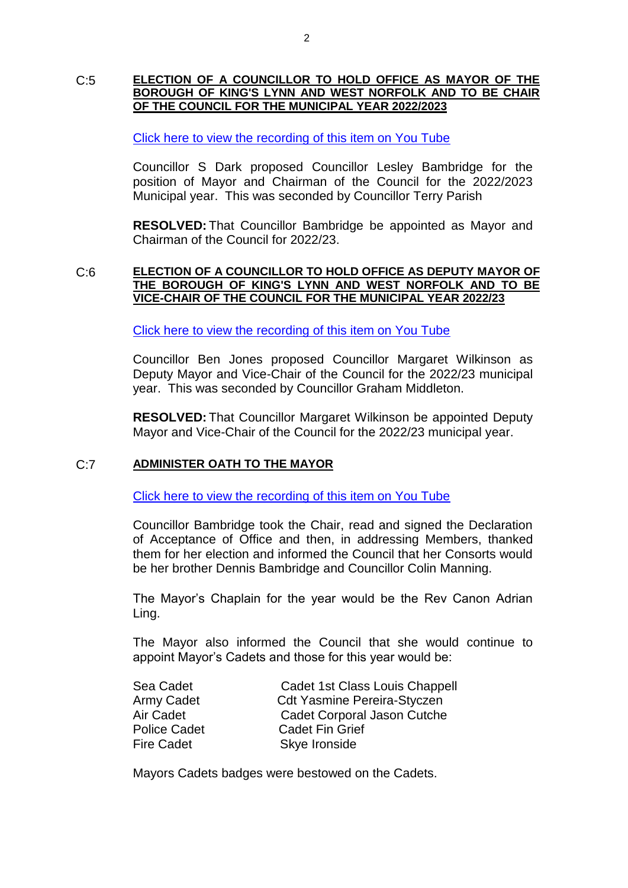**C:5 ELECTION OF A COUNCILLOR TO HOLD OFFICE AS MAYOR OF THE BOROUGH OF KING'S LYNN AND WEST NORFOLK AND TO BE CHAIR OF THE COUNCIL FOR THE MUNICIPAL YEAR 2022/2023**

Click here to view the recording of this item on You Tube

Councillor S Dark proposed Councillor Lesley Bambridge for the position of Mayor and Chairman of the Council for the 2022/2023 Municipal year. This was seconded by Councillor Terry Parish

**RESOLVED:** That Councillor Bambridge be appointed as Mayor and Chairman of the Council for 2022/23.

**C:6 ELECTION OF A COUNCILLOR TO HOLD OFFICE AS DEPUTY MAYOR OF THE BOROUGH OF KING'S LYNN AND WEST NORFOLK AND TO BE VICE-CHAIR OF THE COUNCIL FOR THE MUNICIPAL YEAR 2022/23**

Click here to view the recording of this item on You Tube

Councillor Ben Jones proposed Councillor Margaret Wilkinson as Deputy Mayor and Vice-Chair of the Council for the 2022/23 municipal year. This was seconded by Councillor Graham Middleton.

**RESOLVED:** That Councillor Margaret Wilkinson be appointed Deputy Mayor and Vice-Chair of the Council for the 2022/23 municipal year.

**C:7 ADMINISTER OATH TO THE MAYOR**

Click here to view the recording of this item on You Tube

Councillor Bambridge took the Chair, read and signed the Declaration of Acceptance of Office and then, in addressing Members, thanked them for her election and informed the Council that her Consorts would be her brother Dennis Bambridge and Councillor Colin Manning.

The Mayor's Chaplain for the year would be the Rev Canon Adrian Ling.

The Mayor also informed the Council that she would continue to appoint Mayor's Cadets and those for this year would be:

| | |
|---|---|
| Sea Cadet | Cadet 1st Class Louis Chappell |
| Army Cadet | Cdt Yasmine Pereira-Styczen |
| Air Cadet | Cadet Corporal Jason Cutche |
| Police Cadet | Cadet Fin Grief |
| Fire Cadet | Skye Ironside |

Mayors Cadets badges were bestowed on the Cadets.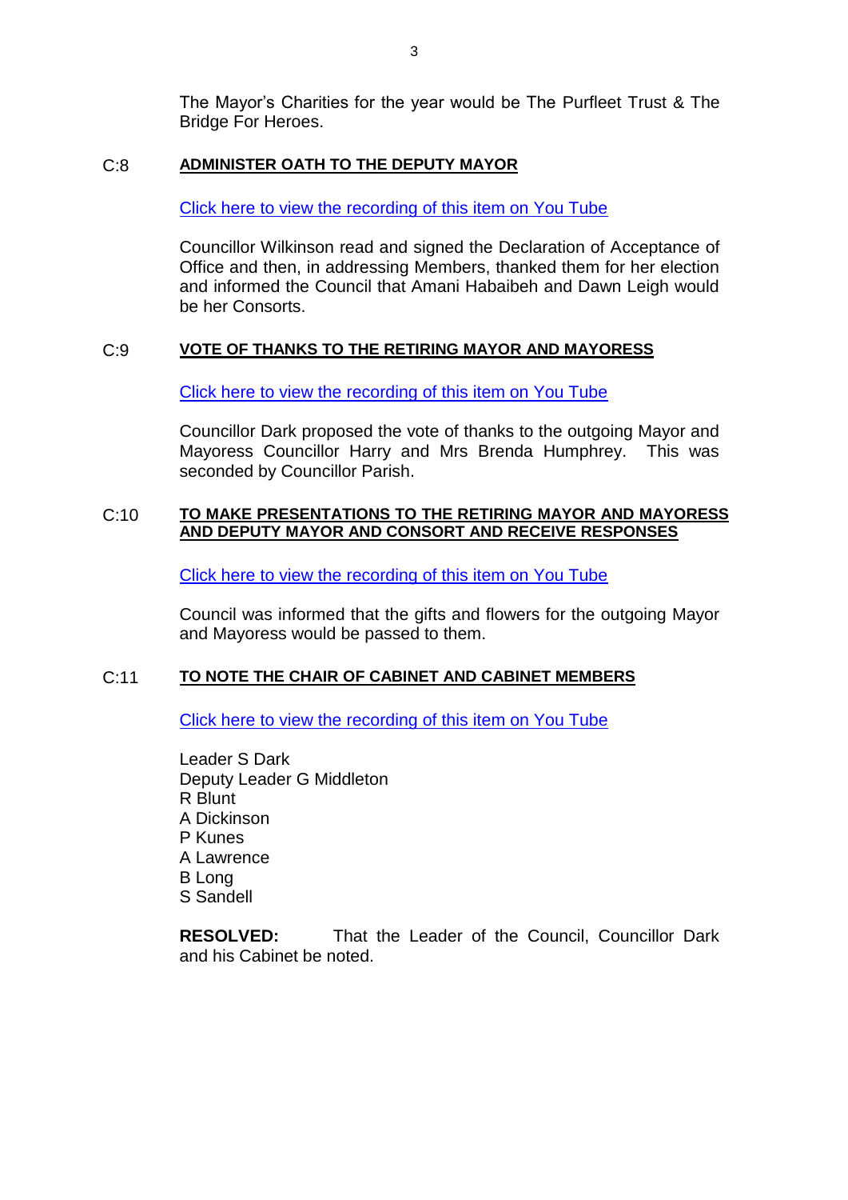The Mayor's Charities for the year would be The Purfleet Trust & The Bridge For Heroes.

## C:8 ADMINISTER OATH TO THE DEPUTY MAYOR

Click here to view the recording of this item on You Tube

Councillor Wilkinson read and signed the Declaration of Acceptance of Office and then, in addressing Members, thanked them for her election and informed the Council that Amani Habaibeh and Dawn Leigh would be her Consorts.

## C:9 VOTE OF THANKS TO THE RETIRING MAYOR AND MAYORESS

Click here to view the recording of this item on You Tube

Councillor Dark proposed the vote of thanks to the outgoing Mayor and Mayoress Councillor Harry and Mrs Brenda Humphrey. This was seconded by Councillor Parish.

## C:10 TO MAKE PRESENTATIONS TO THE RETIRING MAYOR AND MAYORESS AND DEPUTY MAYOR AND CONSORT AND RECEIVE RESPONSES

Click here to view the recording of this item on You Tube

Council was informed that the gifts and flowers for the outgoing Mayor and Mayoress would be passed to them.

## C:11 TO NOTE THE CHAIR OF CABINET AND CABINET MEMBERS

Click here to view the recording of this item on You Tube

Leader S Dark
Deputy Leader G Middleton
R Blunt
A Dickinson
P Kunes
A Lawrence
B Long
S Sandell

**RESOLVED:** That the Leader of the Council, Councillor Dark and his Cabinet be noted.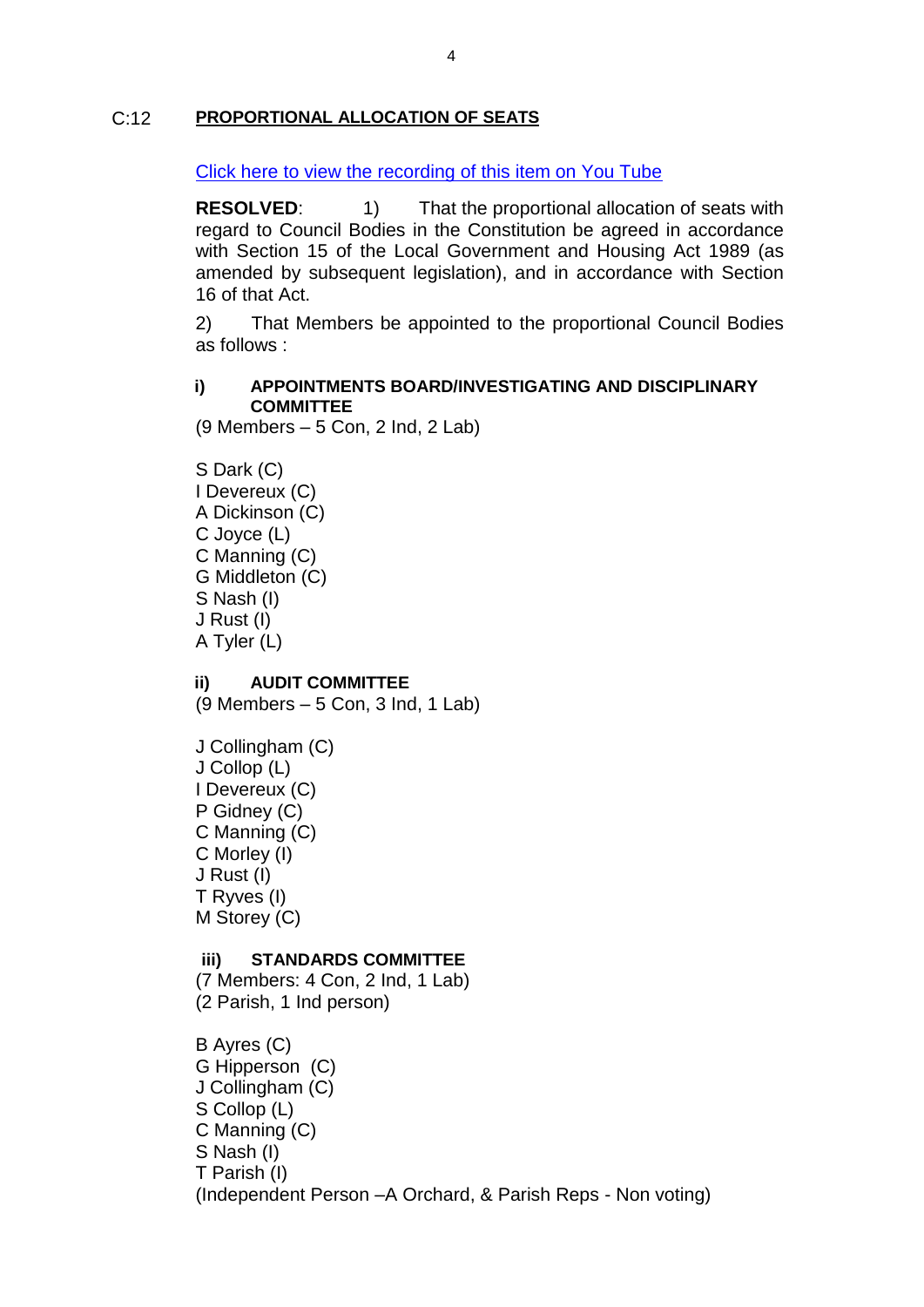C:12 **PROPORTIONAL ALLOCATION OF SEATS**

Click here to view the recording of this item on You Tube

**RESOLVED**: 1) That the proportional allocation of seats with regard to Council Bodies in the Constitution be agreed in accordance with Section 15 of the Local Government and Housing Act 1989 (as amended by subsequent legislation), and in accordance with Section 16 of that Act.

2) That Members be appointed to the proportional Council Bodies as follows :

**i) APPOINTMENTS BOARD/INVESTIGATING AND DISCIPLINARY COMMITTEE**

(9 Members – 5 Con, 2 Ind, 2 Lab)

S Dark (C)
I Devereux (C)
A Dickinson (C)
C Joyce (L)
C Manning (C)
G Middleton (C)
S Nash (I)
J Rust (I)
A Tyler (L)

**ii) AUDIT COMMITTEE**

(9 Members – 5 Con, 3 Ind, 1 Lab)

J Collingham (C)
J Collop (L)
I Devereux (C)
P Gidney (C)
C Manning (C)
C Morley (I)
J Rust (I)
T Ryves (I)
M Storey (C)

**iii) STANDARDS COMMITTEE**

(7 Members: 4 Con, 2 Ind, 1 Lab)
(2 Parish, 1 Ind person)

B Ayres (C)
G Hipperson (C)
J Collingham (C)
S Collop (L)
C Manning (C)
S Nash (I)
T Parish (I)
(Independent Person –A Orchard, & Parish Reps - Non voting)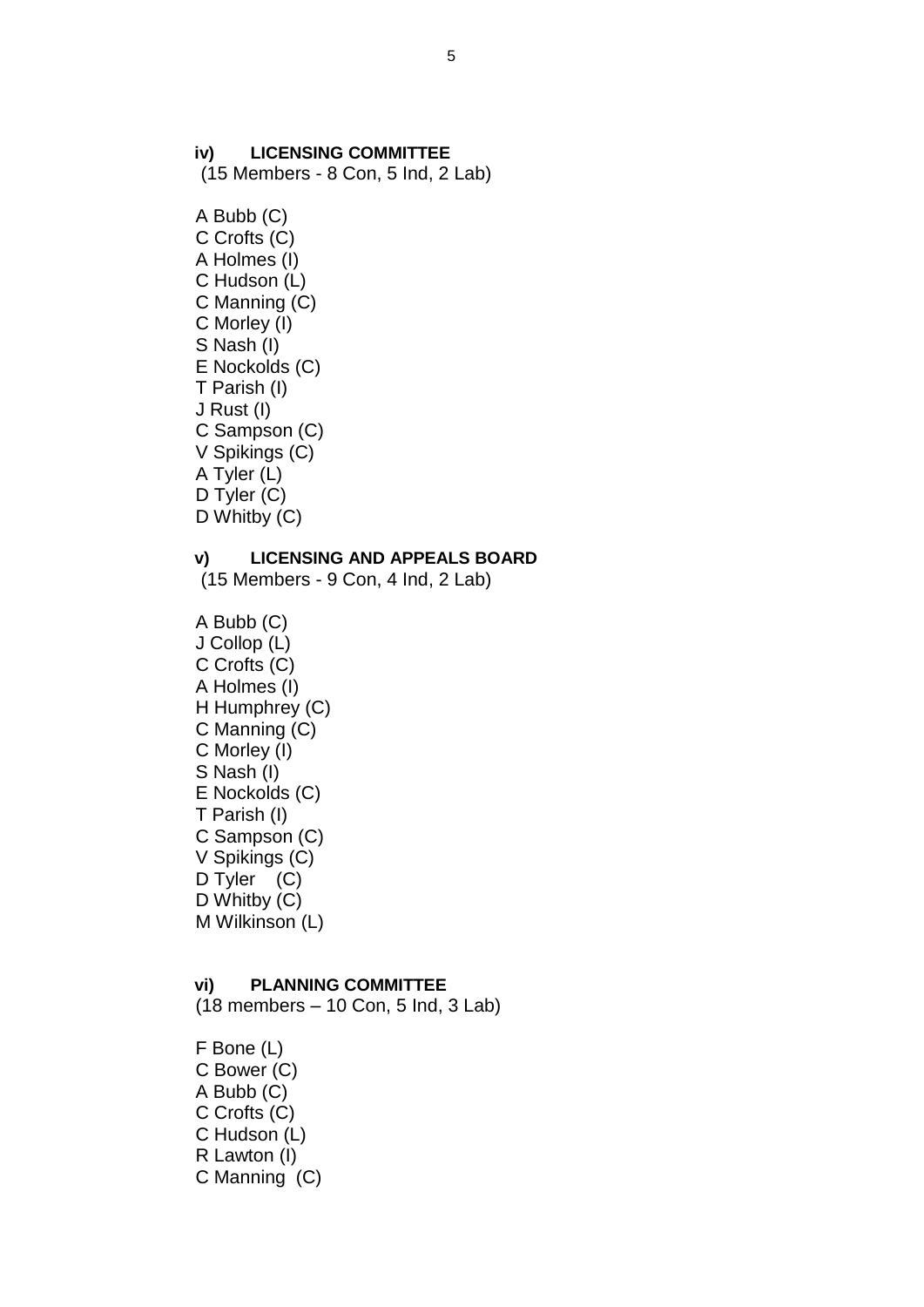**iv) LICENSING COMMITTEE**
(15 Members - 8 Con, 5 Ind, 2 Lab)

A Bubb (C)
C Crofts (C)
A Holmes (I)
C Hudson (L)
C Manning (C)
C Morley (I)
S Nash (I)
E Nockolds (C)
T Parish (I)
J Rust (I)
C Sampson (C)
V Spikings (C)
A Tyler (L)
D Tyler (C)
D Whitby (C)

**v) LICENSING AND APPEALS BOARD**
(15 Members - 9 Con, 4 Ind, 2 Lab)

A Bubb (C)
J Collop (L)
C Crofts (C)
A Holmes (I)
H Humphrey (C)
C Manning (C)
C Morley (I)
S Nash (I)
E Nockolds (C)
T Parish (I)
C Sampson (C)
V Spikings (C)
D Tyler (C)
D Whitby (C)
M Wilkinson (L)

**vi) PLANNING COMMITTEE**
(18 members – 10 Con, 5 Ind, 3 Lab)

F Bone (L)
C Bower (C)
A Bubb (C)
C Crofts (C)
C Hudson (L)
R Lawton (I)
C Manning (C)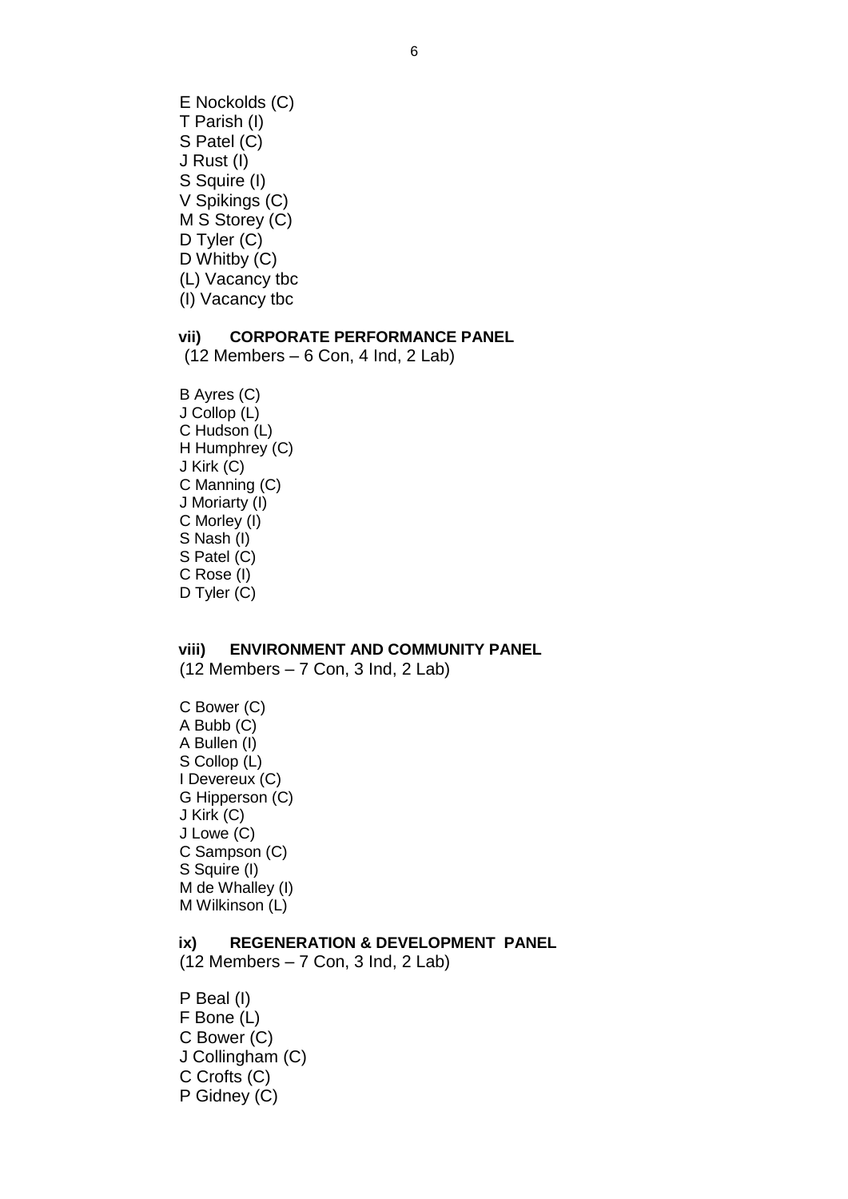E Nockolds (C)
T Parish (I)
S Patel (C)
J Rust (I)
S Squire (I)
V Spikings (C)
M S Storey (C)
D Tyler (C)
D Whitby (C)
(L) Vacancy tbc
(I) Vacancy tbc

**vii) CORPORATE PERFORMANCE PANEL**
(12 Members – 6 Con, 4 Ind, 2 Lab)

B Ayres (C)
J Collop (L)
C Hudson (L)
H Humphrey (C)
J Kirk (C)
C Manning (C)
J Moriarty (I)
C Morley (I)
S Nash (I)
S Patel (C)
C Rose (I)
D Tyler (C)

**viii) ENVIRONMENT AND COMMUNITY PANEL**
(12 Members – 7 Con, 3 Ind, 2 Lab)

C Bower (C)
A Bubb (C)
A Bullen (I)
S Collop (L)
I Devereux (C)
G Hipperson (C)
J Kirk (C)
J Lowe (C)
C Sampson (C)
S Squire (I)
M de Whalley (I)
M Wilkinson (L)

**ix) REGENERATION & DEVELOPMENT PANEL**
(12 Members – 7 Con, 3 Ind, 2 Lab)

P Beal (I)
F Bone (L)
C Bower (C)
J Collingham (C)
C Crofts (C)
P Gidney (C)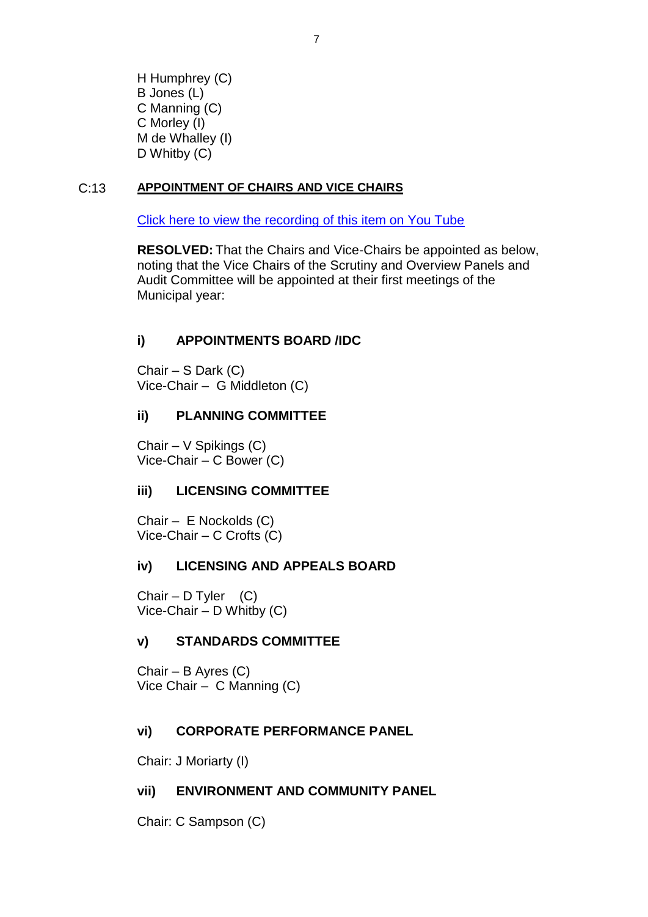H Humphrey (C)  
B Jones (L)  
C Manning (C)  
C Morley (I)  
M de Whalley (I)  
D Whitby (C)

C:13 **APPOINTMENT OF CHAIRS AND VICE CHAIRS**

Click here to view the recording of this item on You Tube

**RESOLVED:** That the Chairs and Vice-Chairs be appointed as below, noting that the Vice Chairs of the Scrutiny and Overview Panels and Audit Committee will be appointed at their first meetings of the Municipal year:

**i) APPOINTMENTS BOARD /IDC**

Chair – S Dark (C)  
Vice-Chair – G Middleton (C)

**ii) PLANNING COMMITTEE**

Chair – V Spikings (C)  
Vice-Chair – C Bower (C)

**iii) LICENSING COMMITTEE**

Chair – E Nockolds (C)  
Vice-Chair – C Crofts (C)

**iv) LICENSING AND APPEALS BOARD**

Chair – D Tyler (C)  
Vice-Chair – D Whitby (C)

**v) STANDARDS COMMITTEE**

Chair – B Ayres (C)  
Vice Chair – C Manning (C)

**vi) CORPORATE PERFORMANCE PANEL**

Chair: J Moriarty (I)

**vii) ENVIRONMENT AND COMMUNITY PANEL**

Chair: C Sampson (C)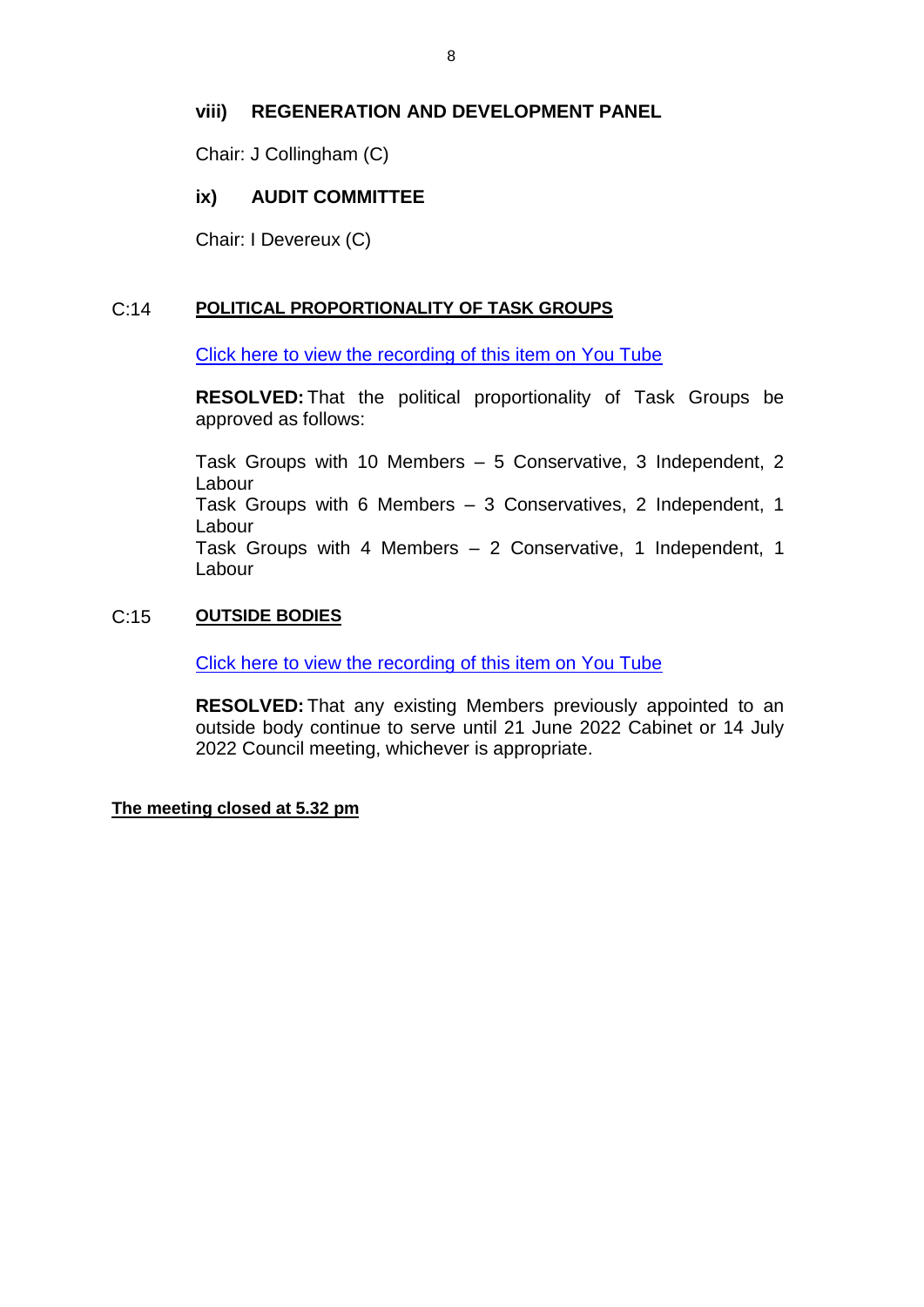### viii) REGENERATION AND DEVELOPMENT PANEL

Chair: J Collingham (C)

### ix) AUDIT COMMITTEE

Chair: I Devereux (C)

## C:14 POLITICAL PROPORTIONALITY OF TASK GROUPS

Click here to view the recording of this item on You Tube

**RESOLVED:** That the political proportionality of Task Groups be approved as follows:

Task Groups with 10 Members – 5 Conservative, 3 Independent, 2 Labour
Task Groups with 6 Members – 3 Conservatives, 2 Independent, 1 Labour
Task Groups with 4 Members – 2 Conservative, 1 Independent, 1 Labour

## C:15 OUTSIDE BODIES

Click here to view the recording of this item on You Tube

**RESOLVED:** That any existing Members previously appointed to an outside body continue to serve until 21 June 2022 Cabinet or 14 July 2022 Council meeting, whichever is appropriate.

**The meeting closed at 5.32 pm**